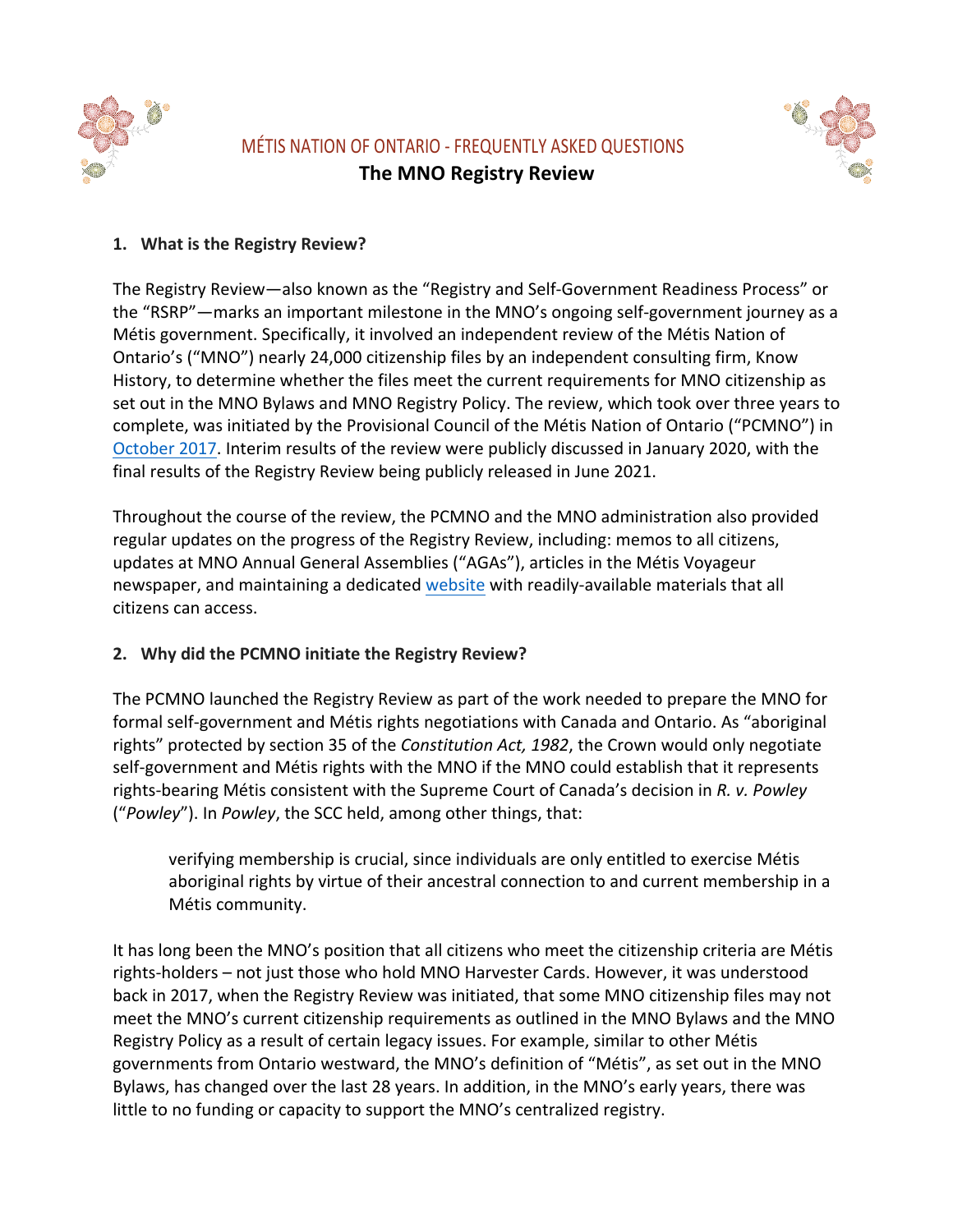# MÉTIS NATION OF ONTARIO - FREQUENTLY ASKED QUESTIONS

## The MNO Registry Review

**1. What is the Registry Review?**

The Registry Review—also known as the "Registry and Self-Government Readiness Process" or the "RSRP"—marks an important milestone in the MNO's ongoing self-government journey as a Métis government. Specifically, it involved an independent review of the Métis Nation of Ontario's ("MNO") nearly 24,000 citizenship files by an independent consulting firm, Know History, to determine whether the files meet the current requirements for MNO citizenship as set out in the MNO Bylaws and MNO Registry Policy. The review, which took over three years to complete, was initiated by the Provisional Council of the Métis Nation of Ontario ("PCMNO") in October 2017. Interim results of the review were publicly discussed in January 2020, with the final results of the Registry Review being publicly released in June 2021.

Throughout the course of the review, the PCMNO and the MNO administration also provided regular updates on the progress of the Registry Review, including: memos to all citizens, updates at MNO Annual General Assemblies ("AGAs"), articles in the Métis Voyageur newspaper, and maintaining a dedicated website with readily-available materials that all citizens can access.

**2. Why did the PCMNO initiate the Registry Review?**

The PCMNO launched the Registry Review as part of the work needed to prepare the MNO for formal self-government and Métis rights negotiations with Canada and Ontario. As "aboriginal rights" protected by section 35 of the *Constitution Act, 1982*, the Crown would only negotiate self-government and Métis rights with the MNO if the MNO could establish that it represents rights-bearing Métis consistent with the Supreme Court of Canada's decision in *R. v. Powley* ("*Powley*"). In *Powley*, the SCC held, among other things, that:

> verifying membership is crucial, since individuals are only entitled to exercise Métis aboriginal rights by virtue of their ancestral connection to and current membership in a Métis community.

It has long been the MNO's position that all citizens who meet the citizenship criteria are Métis rights-holders – not just those who hold MNO Harvester Cards. However, it was understood back in 2017, when the Registry Review was initiated, that some MNO citizenship files may not meet the MNO's current citizenship requirements as outlined in the MNO Bylaws and the MNO Registry Policy as a result of certain legacy issues. For example, similar to other Métis governments from Ontario westward, the MNO's definition of "Métis", as set out in the MNO Bylaws, has changed over the last 28 years. In addition, in the MNO's early years, there was little to no funding or capacity to support the MNO's centralized registry.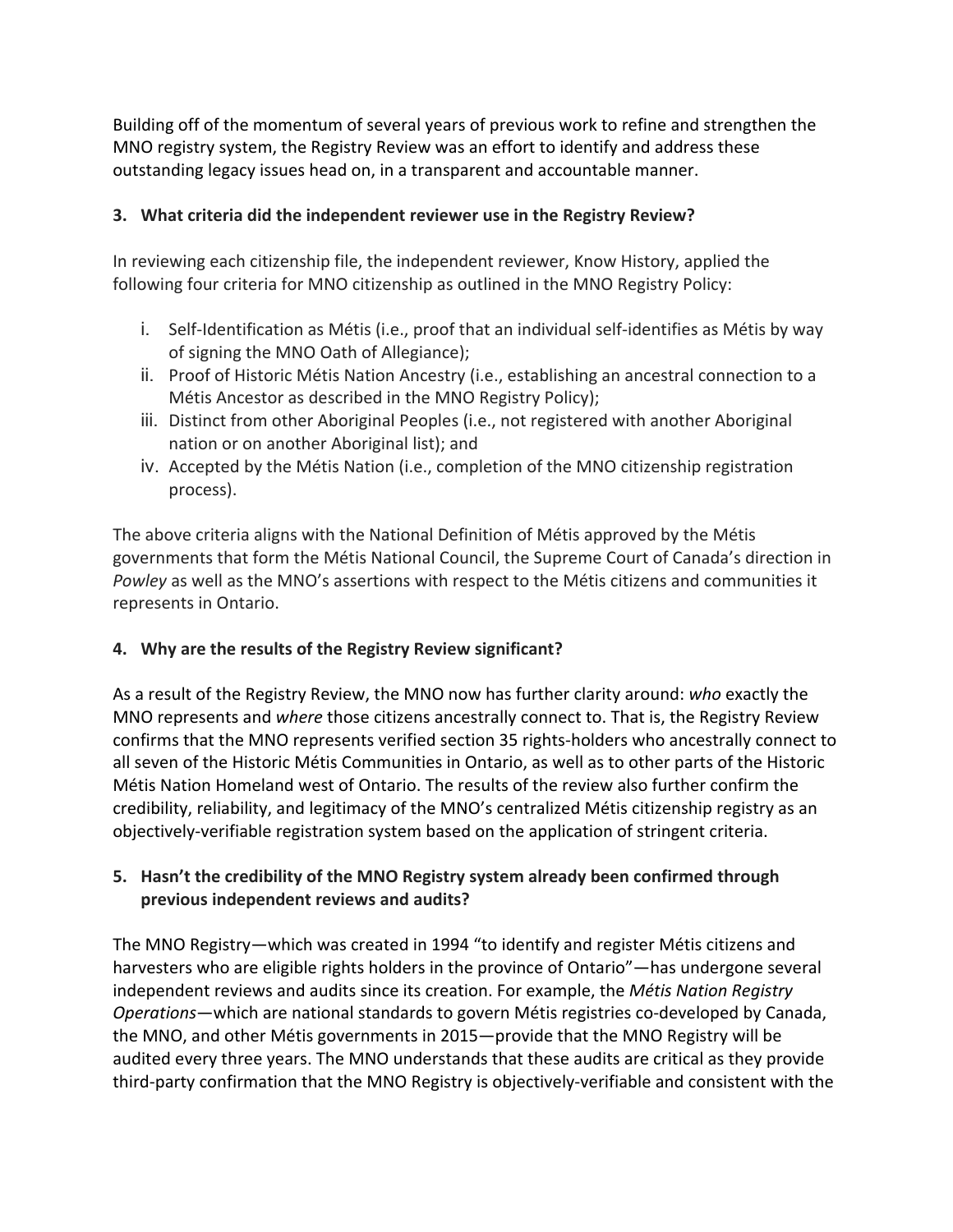Building off of the momentum of several years of previous work to refine and strengthen the MNO registry system, the Registry Review was an effort to identify and address these outstanding legacy issues head on, in a transparent and accountable manner.

### 3. What criteria did the independent reviewer use in the Registry Review?

In reviewing each citizenship file, the independent reviewer, Know History, applied the following four criteria for MNO citizenship as outlined in the MNO Registry Policy:

i. Self-Identification as Métis (i.e., proof that an individual self-identifies as Métis by way of signing the MNO Oath of Allegiance);
ii. Proof of Historic Métis Nation Ancestry (i.e., establishing an ancestral connection to a Métis Ancestor as described in the MNO Registry Policy);
iii. Distinct from other Aboriginal Peoples (i.e., not registered with another Aboriginal nation or on another Aboriginal list); and
iv. Accepted by the Métis Nation (i.e., completion of the MNO citizenship registration process).

The above criteria aligns with the National Definition of Métis approved by the Métis governments that form the Métis National Council, the Supreme Court of Canada's direction in *Powley* as well as the MNO's assertions with respect to the Métis citizens and communities it represents in Ontario.

### 4. Why are the results of the Registry Review significant?

As a result of the Registry Review, the MNO now has further clarity around: *who* exactly the MNO represents and *where* those citizens ancestrally connect to. That is, the Registry Review confirms that the MNO represents verified section 35 rights-holders who ancestrally connect to all seven of the Historic Métis Communities in Ontario, as well as to other parts of the Historic Métis Nation Homeland west of Ontario. The results of the review also further confirm the credibility, reliability, and legitimacy of the MNO's centralized Métis citizenship registry as an objectively-verifiable registration system based on the application of stringent criteria.

### 5. Hasn't the credibility of the MNO Registry system already been confirmed through previous independent reviews and audits?

The MNO Registry—which was created in 1994 "to identify and register Métis citizens and harvesters who are eligible rights holders in the province of Ontario"—has undergone several independent reviews and audits since its creation. For example, the *Métis Nation Registry Operations*—which are national standards to govern Métis registries co-developed by Canada, the MNO, and other Métis governments in 2015—provide that the MNO Registry will be audited every three years. The MNO understands that these audits are critical as they provide third-party confirmation that the MNO Registry is objectively-verifiable and consistent with the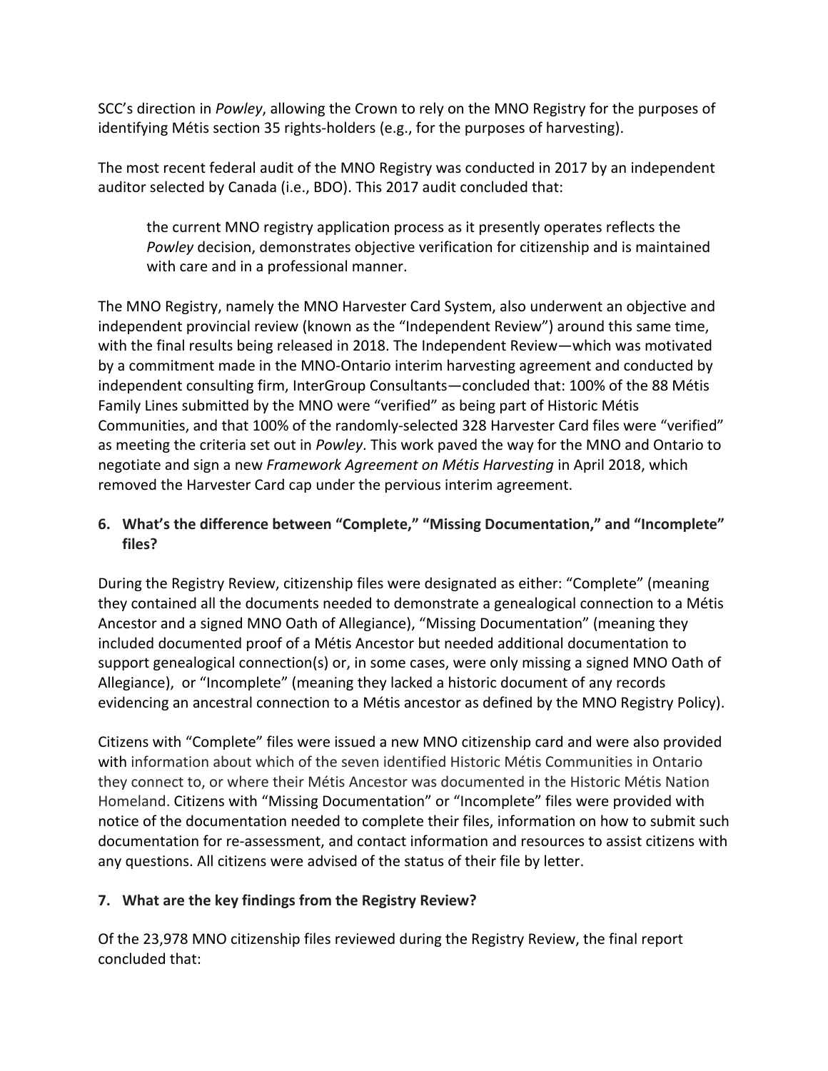SCC's direction in *Powley*, allowing the Crown to rely on the MNO Registry for the purposes of identifying Métis section 35 rights-holders (e.g., for the purposes of harvesting).

The most recent federal audit of the MNO Registry was conducted in 2017 by an independent auditor selected by Canada (i.e., BDO). This 2017 audit concluded that:

> the current MNO registry application process as it presently operates reflects the *Powley* decision, demonstrates objective verification for citizenship and is maintained with care and in a professional manner.

The MNO Registry, namely the MNO Harvester Card System, also underwent an objective and independent provincial review (known as the "Independent Review") around this same time, with the final results being released in 2018. The Independent Review—which was motivated by a commitment made in the MNO-Ontario interim harvesting agreement and conducted by independent consulting firm, InterGroup Consultants—concluded that: 100% of the 88 Métis Family Lines submitted by the MNO were "verified" as being part of Historic Métis Communities, and that 100% of the randomly-selected 328 Harvester Card files were "verified" as meeting the criteria set out in *Powley*. This work paved the way for the MNO and Ontario to negotiate and sign a new *Framework Agreement on Métis Harvesting* in April 2018, which removed the Harvester Card cap under the pervious interim agreement.

**6. What's the difference between "Complete," "Missing Documentation," and "Incomplete" files?**

During the Registry Review, citizenship files were designated as either: "Complete" (meaning they contained all the documents needed to demonstrate a genealogical connection to a Métis Ancestor and a signed MNO Oath of Allegiance), "Missing Documentation" (meaning they included documented proof of a Métis Ancestor but needed additional documentation to support genealogical connection(s) or, in some cases, were only missing a signed MNO Oath of Allegiance), or "Incomplete" (meaning they lacked a historic document of any records evidencing an ancestral connection to a Métis ancestor as defined by the MNO Registry Policy).

Citizens with "Complete" files were issued a new MNO citizenship card and were also provided with information about which of the seven identified Historic Métis Communities in Ontario they connect to, or where their Métis Ancestor was documented in the Historic Métis Nation Homeland. Citizens with "Missing Documentation" or "Incomplete" files were provided with notice of the documentation needed to complete their files, information on how to submit such documentation for re-assessment, and contact information and resources to assist citizens with any questions. All citizens were advised of the status of their file by letter.

**7. What are the key findings from the Registry Review?**

Of the 23,978 MNO citizenship files reviewed during the Registry Review, the final report concluded that: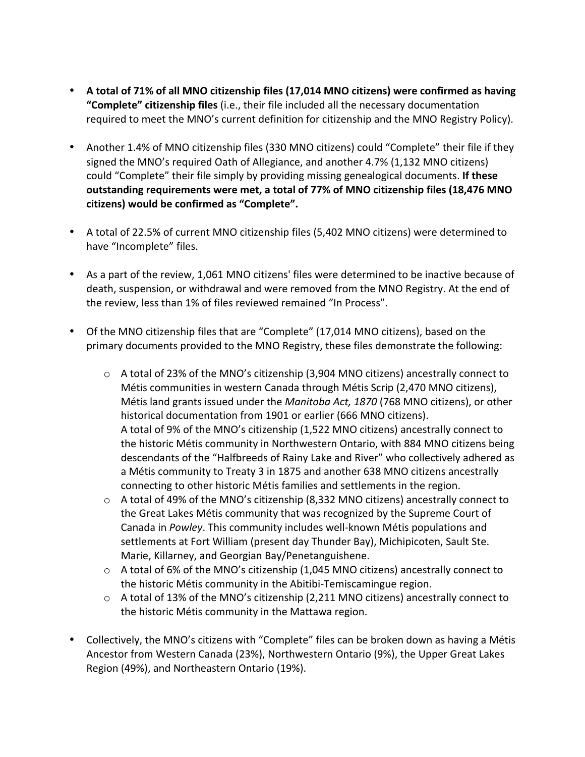- **A total of 71% of all MNO citizenship files (17,014 MNO citizens) were confirmed as having "Complete" citizenship files** (i.e., their file included all the necessary documentation required to meet the MNO's current definition for citizenship and the MNO Registry Policy).

- Another 1.4% of MNO citizenship files (330 MNO citizens) could "Complete" their file if they signed the MNO's required Oath of Allegiance, and another 4.7% (1,132 MNO citizens) could "Complete" their file simply by providing missing genealogical documents. **If these outstanding requirements were met, a total of 77% of MNO citizenship files (18,476 MNO citizens) would be confirmed as "Complete".**

- A total of 22.5% of current MNO citizenship files (5,402 MNO citizens) were determined to have "Incomplete" files.

- As a part of the review, 1,061 MNO citizens' files were determined to be inactive because of death, suspension, or withdrawal and were removed from the MNO Registry. At the end of the review, less than 1% of files reviewed remained "In Process".

- Of the MNO citizenship files that are "Complete" (17,014 MNO citizens), based on the primary documents provided to the MNO Registry, these files demonstrate the following:

    - A total of 23% of the MNO's citizenship (3,904 MNO citizens) ancestrally connect to Métis communities in western Canada through Métis Scrip (2,470 MNO citizens), Métis land grants issued under the *Manitoba Act, 1870* (768 MNO citizens), or other historical documentation from 1901 or earlier (666 MNO citizens).
      A total of 9% of the MNO's citizenship (1,522 MNO citizens) ancestrally connect to the historic Métis community in Northwestern Ontario, with 884 MNO citizens being descendants of the "Halfbreeds of Rainy Lake and River" who collectively adhered as a Métis community to Treaty 3 in 1875 and another 638 MNO citizens ancestrally connecting to other historic Métis families and settlements in the region.
    - A total of 49% of the MNO's citizenship (8,332 MNO citizens) ancestrally connect to the Great Lakes Métis community that was recognized by the Supreme Court of Canada in *Powley*. This community includes well-known Métis populations and settlements at Fort William (present day Thunder Bay), Michipicoten, Sault Ste. Marie, Killarney, and Georgian Bay/Penetanguishene.
    - A total of 6% of the MNO's citizenship (1,045 MNO citizens) ancestrally connect to the historic Métis community in the Abitibi-Temiscamingue region.
    - A total of 13% of the MNO's citizenship (2,211 MNO citizens) ancestrally connect to the historic Métis community in the Mattawa region.

- Collectively, the MNO's citizens with "Complete" files can be broken down as having a Métis Ancestor from Western Canada (23%), Northwestern Ontario (9%), the Upper Great Lakes Region (49%), and Northeastern Ontario (19%).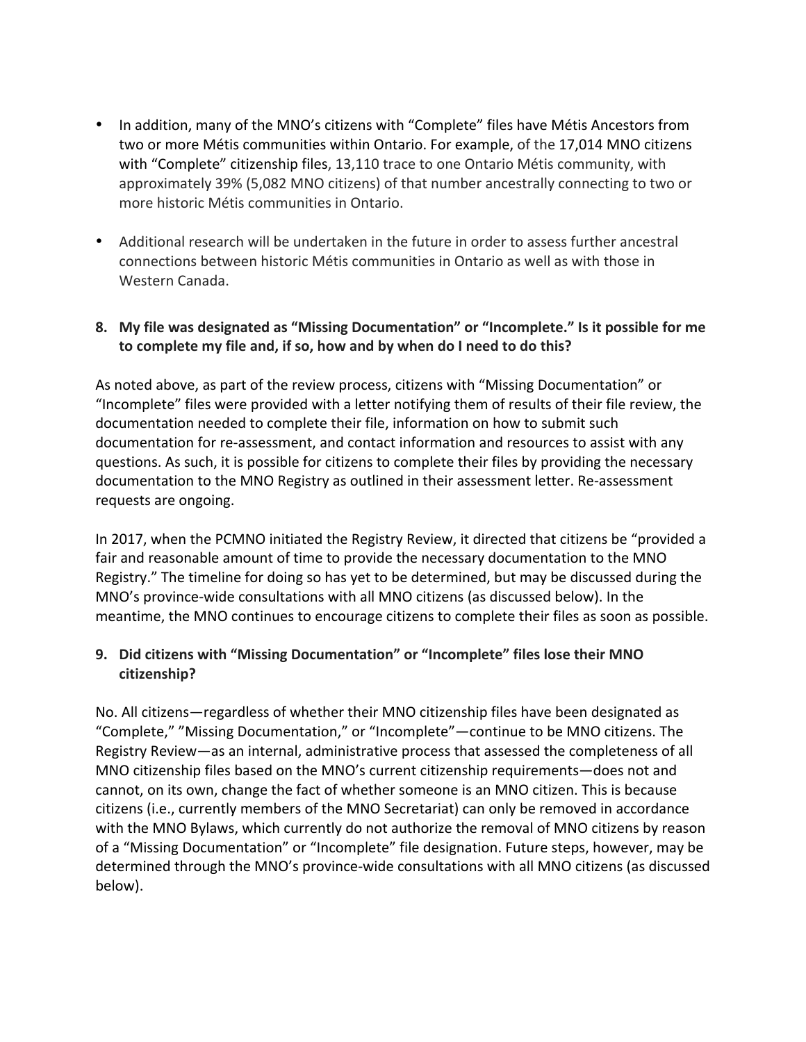- In addition, many of the MNO's citizens with "Complete" files have Métis Ancestors from two or more Métis communities within Ontario. For example, of the 17,014 MNO citizens with "Complete" citizenship files, 13,110 trace to one Ontario Métis community, with approximately 39% (5,082 MNO citizens) of that number ancestrally connecting to two or more historic Métis communities in Ontario.

- Additional research will be undertaken in the future in order to assess further ancestral connections between historic Métis communities in Ontario as well as with those in Western Canada.

**8. My file was designated as "Missing Documentation" or "Incomplete." Is it possible for me to complete my file and, if so, how and by when do I need to do this?**

As noted above, as part of the review process, citizens with "Missing Documentation" or "Incomplete" files were provided with a letter notifying them of results of their file review, the documentation needed to complete their file, information on how to submit such documentation for re-assessment, and contact information and resources to assist with any questions. As such, it is possible for citizens to complete their files by providing the necessary documentation to the MNO Registry as outlined in their assessment letter. Re-assessment requests are ongoing.

In 2017, when the PCMNO initiated the Registry Review, it directed that citizens be "provided a fair and reasonable amount of time to provide the necessary documentation to the MNO Registry." The timeline for doing so has yet to be determined, but may be discussed during the MNO's province-wide consultations with all MNO citizens (as discussed below). In the meantime, the MNO continues to encourage citizens to complete their files as soon as possible.

**9. Did citizens with "Missing Documentation" or "Incomplete" files lose their MNO citizenship?**

No. All citizens—regardless of whether their MNO citizenship files have been designated as "Complete," "Missing Documentation," or "Incomplete"—continue to be MNO citizens. The Registry Review—as an internal, administrative process that assessed the completeness of all MNO citizenship files based on the MNO's current citizenship requirements—does not and cannot, on its own, change the fact of whether someone is an MNO citizen. This is because citizens (i.e., currently members of the MNO Secretariat) can only be removed in accordance with the MNO Bylaws, which currently do not authorize the removal of MNO citizens by reason of a "Missing Documentation" or "Incomplete" file designation. Future steps, however, may be determined through the MNO's province-wide consultations with all MNO citizens (as discussed below).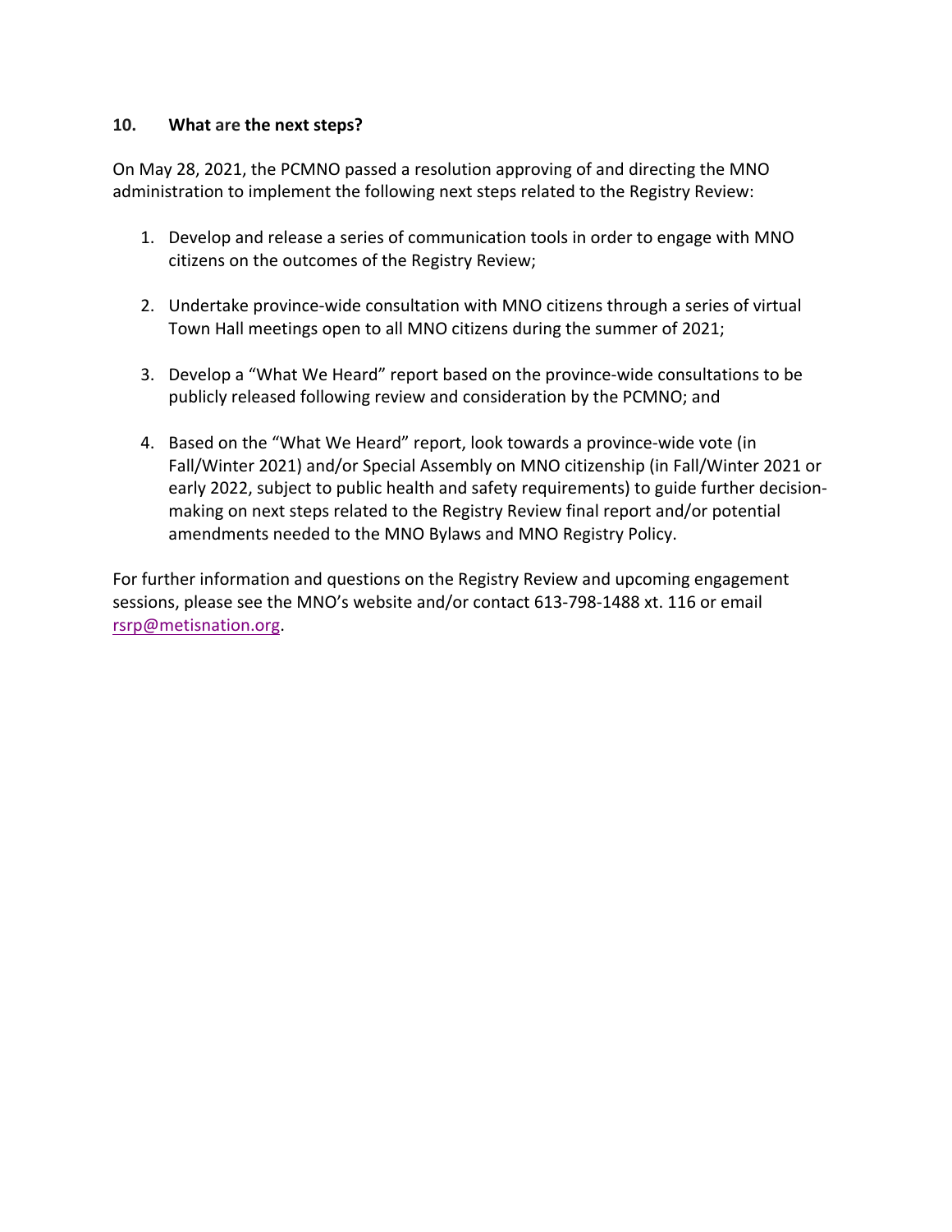### 10. What are the next steps?

On May 28, 2021, the PCMNO passed a resolution approving of and directing the MNO administration to implement the following next steps related to the Registry Review:

1. Develop and release a series of communication tools in order to engage with MNO citizens on the outcomes of the Registry Review;

2. Undertake province-wide consultation with MNO citizens through a series of virtual Town Hall meetings open to all MNO citizens during the summer of 2021;

3. Develop a "What We Heard" report based on the province-wide consultations to be publicly released following review and consideration by the PCMNO; and

4. Based on the "What We Heard" report, look towards a province-wide vote (in Fall/Winter 2021) and/or Special Assembly on MNO citizenship (in Fall/Winter 2021 or early 2022, subject to public health and safety requirements) to guide further decision-making on next steps related to the Registry Review final report and/or potential amendments needed to the MNO Bylaws and MNO Registry Policy.

For further information and questions on the Registry Review and upcoming engagement sessions, please see the MNO's website and/or contact 613-798-1488 xt. 116 or email rsrp@metisnation.org.